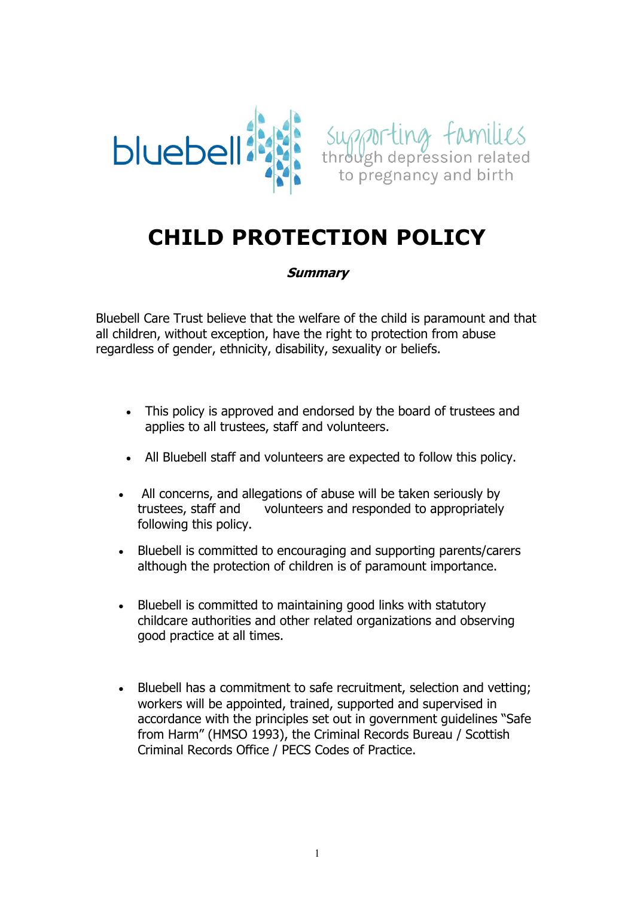bluebell

supporting families through depression related to pregnancy and birth

# CHILD PROTECTION POLICY

***Summary***

Bluebell Care Trust believe that the welfare of the child is paramount and that all children, without exception, have the right to protection from abuse regardless of gender, ethnicity, disability, sexuality or beliefs.

- This policy is approved and endorsed by the board of trustees and applies to all trustees, staff and volunteers.
- All Bluebell staff and volunteers are expected to follow this policy.
- All concerns, and allegations of abuse will be taken seriously by trustees, staff and volunteers and responded to appropriately following this policy.
- Bluebell is committed to encouraging and supporting parents/carers although the protection of children is of paramount importance.
- Bluebell is committed to maintaining good links with statutory childcare authorities and other related organizations and observing good practice at all times.
- Bluebell has a commitment to safe recruitment, selection and vetting; workers will be appointed, trained, supported and supervised in accordance with the principles set out in government guidelines "Safe from Harm" (HMSO 1993), the Criminal Records Bureau / Scottish Criminal Records Office / PECS Codes of Practice.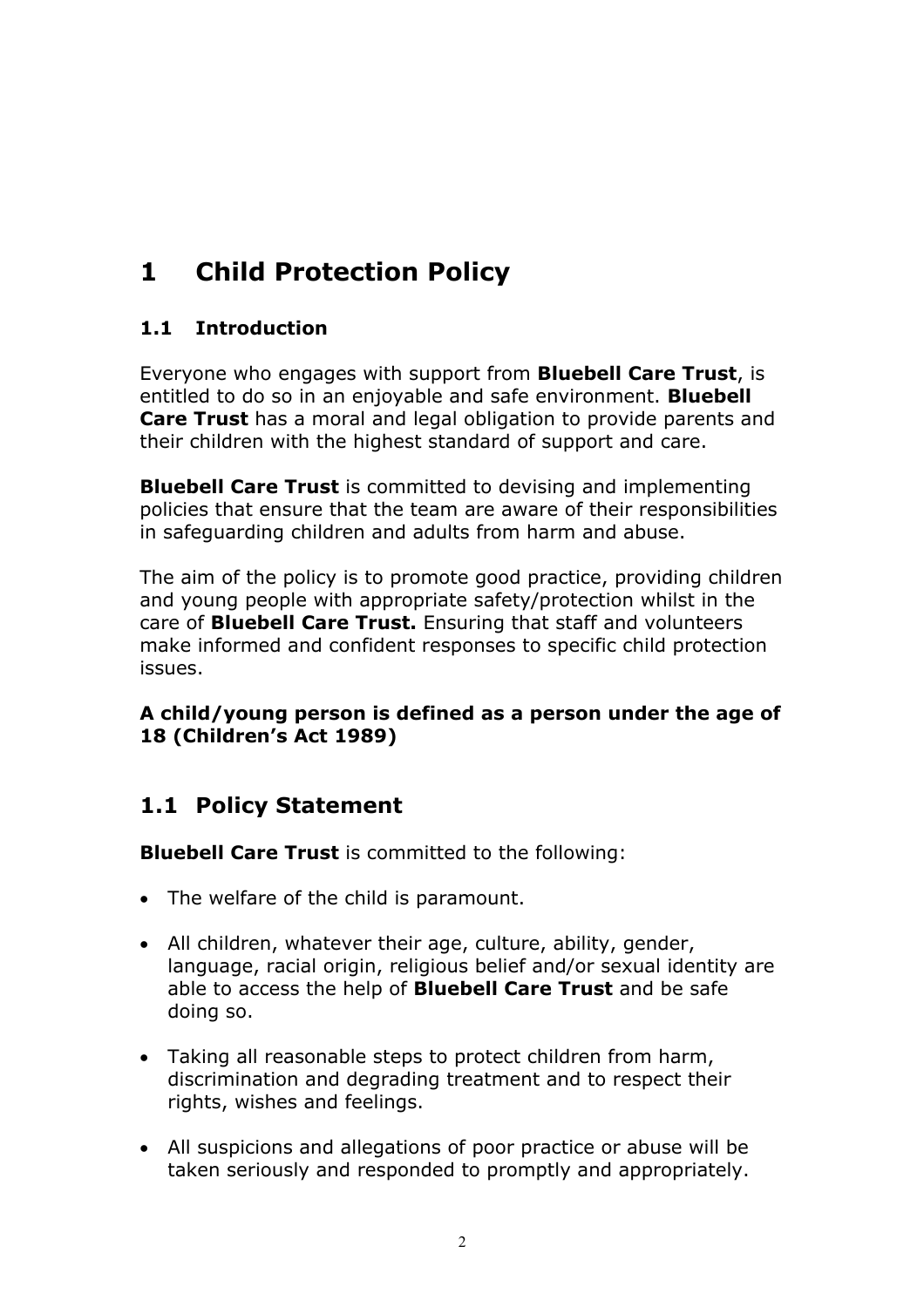# 1 Child Protection Policy

## 1.1 Introduction

Everyone who engages with support from **Bluebell Care Trust**, is entitled to do so in an enjoyable and safe environment. **Bluebell Care Trust** has a moral and legal obligation to provide parents and their children with the highest standard of support and care.

**Bluebell Care Trust** is committed to devising and implementing policies that ensure that the team are aware of their responsibilities in safeguarding children and adults from harm and abuse.

The aim of the policy is to promote good practice, providing children and young people with appropriate safety/protection whilst in the care of **Bluebell Care Trust.** Ensuring that staff and volunteers make informed and confident responses to specific child protection issues.

**A child/young person is defined as a person under the age of 18 (Children's Act 1989)**

## 1.1 Policy Statement

**Bluebell Care Trust** is committed to the following:

- The welfare of the child is paramount.
- All children, whatever their age, culture, ability, gender, language, racial origin, religious belief and/or sexual identity are able to access the help of **Bluebell Care Trust** and be safe doing so.
- Taking all reasonable steps to protect children from harm, discrimination and degrading treatment and to respect their rights, wishes and feelings.
- All suspicions and allegations of poor practice or abuse will be taken seriously and responded to promptly and appropriately.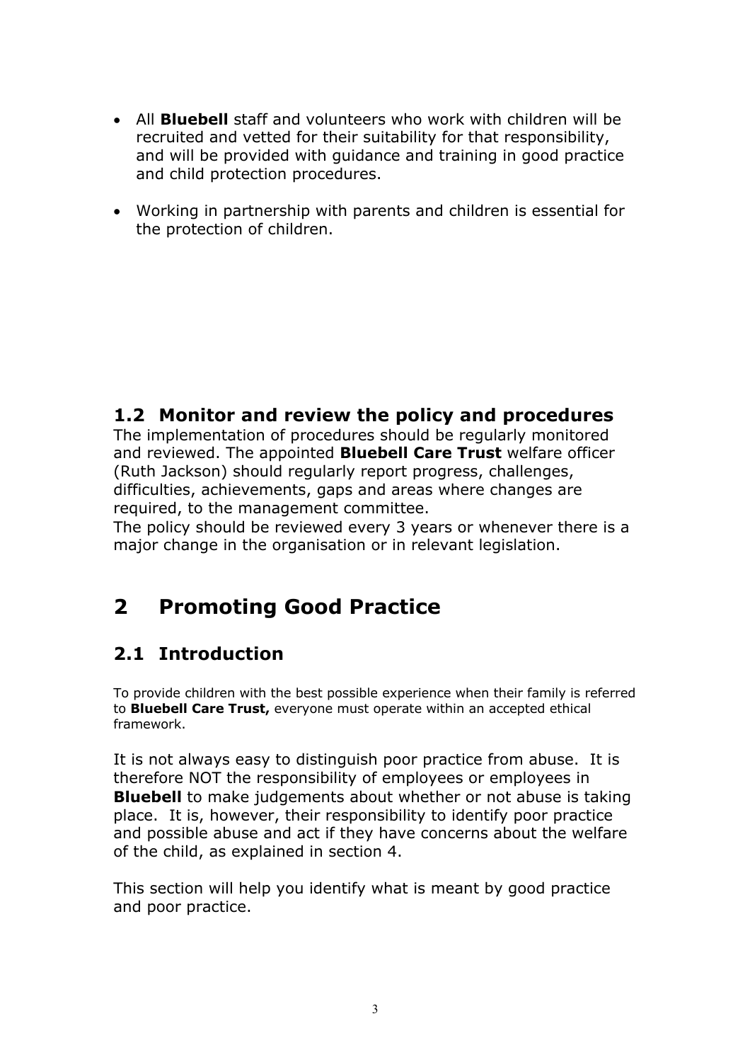- All **Bluebell** staff and volunteers who work with children will be recruited and vetted for their suitability for that responsibility, and will be provided with guidance and training in good practice and child protection procedures.

- Working in partnership with parents and children is essential for the protection of children.

### 1.2 Monitor and review the policy and procedures

The implementation of procedures should be regularly monitored and reviewed. The appointed **Bluebell Care Trust** welfare officer (Ruth Jackson) should regularly report progress, challenges, difficulties, achievements, gaps and areas where changes are required, to the management committee.

The policy should be reviewed every 3 years or whenever there is a major change in the organisation or in relevant legislation.

## 2 Promoting Good Practice

### 2.1 Introduction

To provide children with the best possible experience when their family is referred to **Bluebell Care Trust,** everyone must operate within an accepted ethical framework.

It is not always easy to distinguish poor practice from abuse. It is therefore NOT the responsibility of employees or employees in **Bluebell** to make judgements about whether or not abuse is taking place. It is, however, their responsibility to identify poor practice and possible abuse and act if they have concerns about the welfare of the child, as explained in section 4.

This section will help you identify what is meant by good practice and poor practice.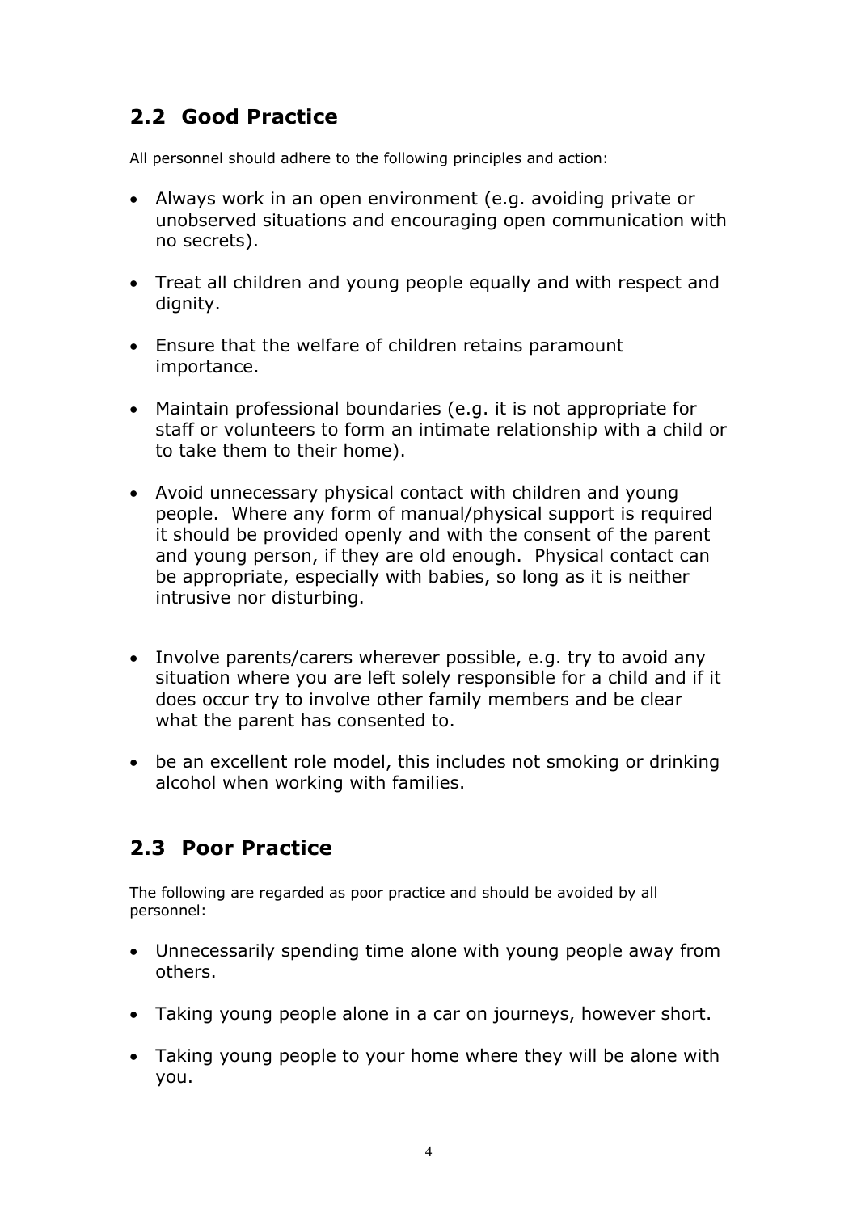## 2.2 Good Practice

All personnel should adhere to the following principles and action:

- Always work in an open environment (e.g. avoiding private or unobserved situations and encouraging open communication with no secrets).
- Treat all children and young people equally and with respect and dignity.
- Ensure that the welfare of children retains paramount importance.
- Maintain professional boundaries (e.g. it is not appropriate for staff or volunteers to form an intimate relationship with a child or to take them to their home).
- Avoid unnecessary physical contact with children and young people. Where any form of manual/physical support is required it should be provided openly and with the consent of the parent and young person, if they are old enough. Physical contact can be appropriate, especially with babies, so long as it is neither intrusive nor disturbing.
- Involve parents/carers wherever possible, e.g. try to avoid any situation where you are left solely responsible for a child and if it does occur try to involve other family members and be clear what the parent has consented to.
- be an excellent role model, this includes not smoking or drinking alcohol when working with families.

## 2.3 Poor Practice

The following are regarded as poor practice and should be avoided by all personnel:

- Unnecessarily spending time alone with young people away from others.
- Taking young people alone in a car on journeys, however short.
- Taking young people to your home where they will be alone with you.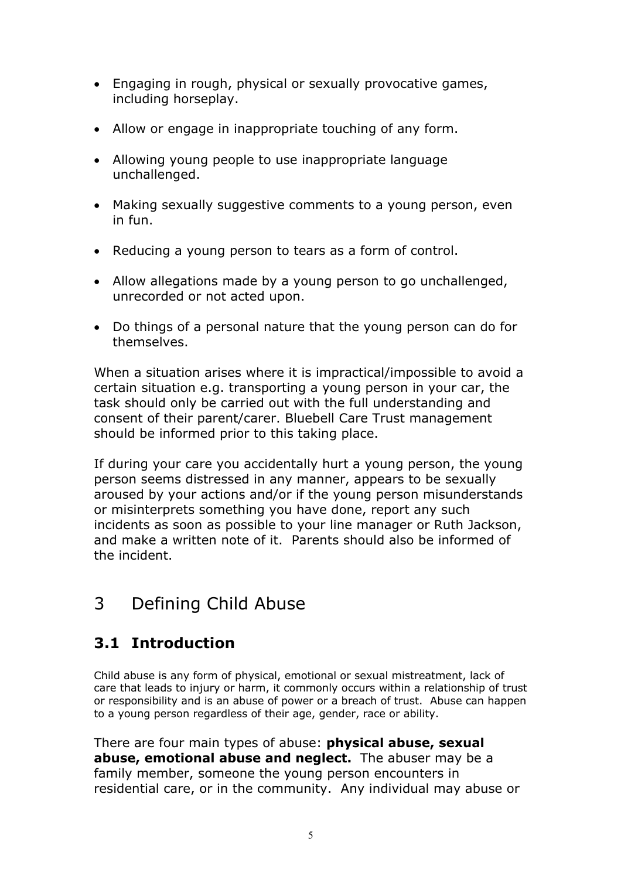- Engaging in rough, physical or sexually provocative games, including horseplay.
- Allow or engage in inappropriate touching of any form.
- Allowing young people to use inappropriate language unchallenged.
- Making sexually suggestive comments to a young person, even in fun.
- Reducing a young person to tears as a form of control.
- Allow allegations made by a young person to go unchallenged, unrecorded or not acted upon.
- Do things of a personal nature that the young person can do for themselves.

When a situation arises where it is impractical/impossible to avoid a certain situation e.g. transporting a young person in your car, the task should only be carried out with the full understanding and consent of their parent/carer. Bluebell Care Trust management should be informed prior to this taking place.

If during your care you accidentally hurt a young person, the young person seems distressed in any manner, appears to be sexually aroused by your actions and/or if the young person misunderstands or misinterprets something you have done, report any such incidents as soon as possible to your line manager or Ruth Jackson, and make a written note of it. Parents should also be informed of the incident.

# 3 Defining Child Abuse

## 3.1 Introduction

Child abuse is any form of physical, emotional or sexual mistreatment, lack of care that leads to injury or harm, it commonly occurs within a relationship of trust or responsibility and is an abuse of power or a breach of trust. Abuse can happen to a young person regardless of their age, gender, race or ability.

There are four main types of abuse: **physical abuse, sexual abuse, emotional abuse and neglect.** The abuser may be a family member, someone the young person encounters in residential care, or in the community. Any individual may abuse or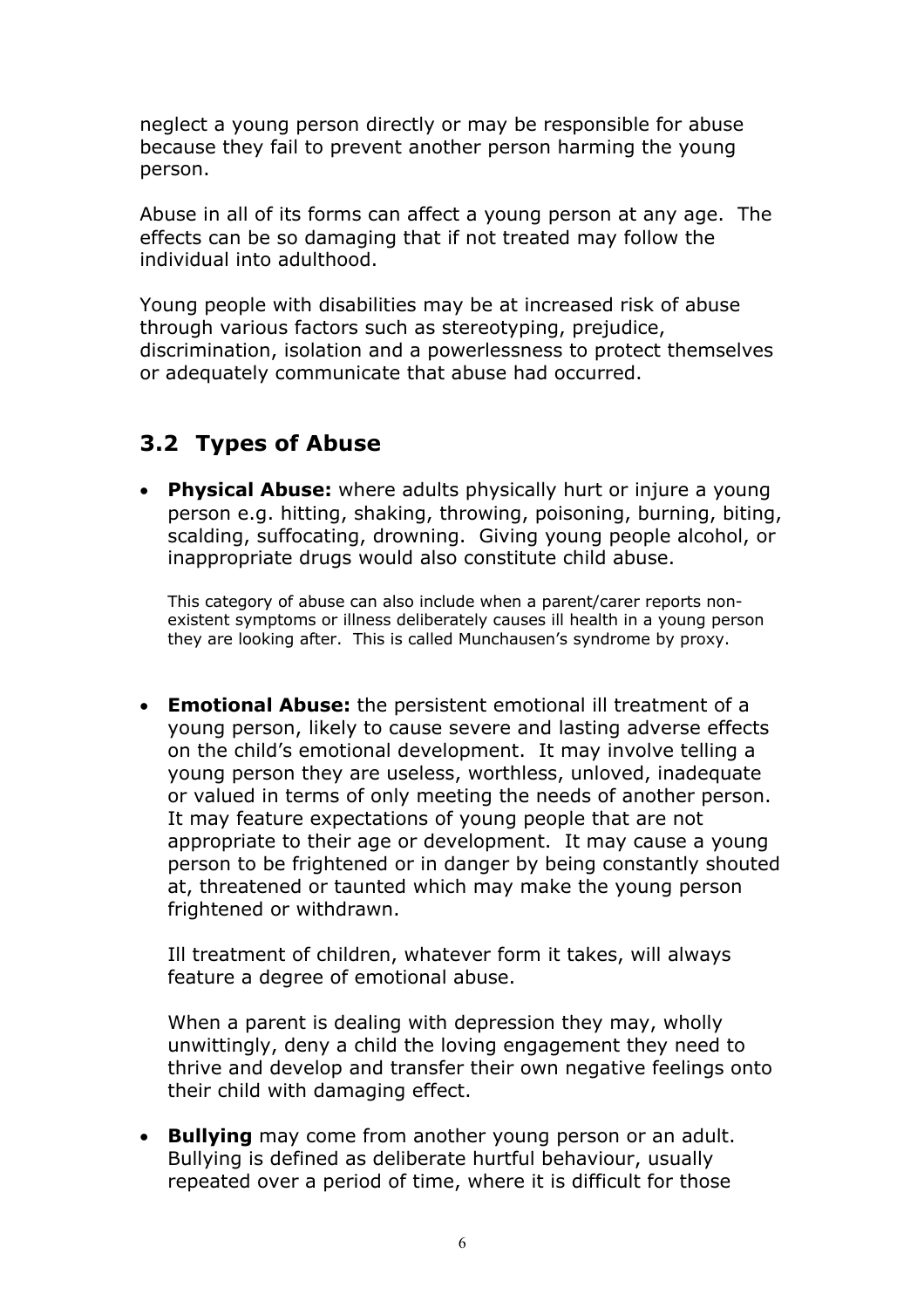neglect a young person directly or may be responsible for abuse because they fail to prevent another person harming the young person.

Abuse in all of its forms can affect a young person at any age. The effects can be so damaging that if not treated may follow the individual into adulthood.

Young people with disabilities may be at increased risk of abuse through various factors such as stereotyping, prejudice, discrimination, isolation and a powerlessness to protect themselves or adequately communicate that abuse had occurred.

## 3.2 Types of Abuse

- **Physical Abuse:** where adults physically hurt or injure a young person e.g. hitting, shaking, throwing, poisoning, burning, biting, scalding, suffocating, drowning. Giving young people alcohol, or inappropriate drugs would also constitute child abuse.

  This category of abuse can also include when a parent/carer reports non-existent symptoms or illness deliberately causes ill health in a young person they are looking after. This is called Munchausen's syndrome by proxy.

- **Emotional Abuse:** the persistent emotional ill treatment of a young person, likely to cause severe and lasting adverse effects on the child's emotional development. It may involve telling a young person they are useless, worthless, unloved, inadequate or valued in terms of only meeting the needs of another person. It may feature expectations of young people that are not appropriate to their age or development. It may cause a young person to be frightened or in danger by being constantly shouted at, threatened or taunted which may make the young person frightened or withdrawn.

  Ill treatment of children, whatever form it takes, will always feature a degree of emotional abuse.

  When a parent is dealing with depression they may, wholly unwittingly, deny a child the loving engagement they need to thrive and develop and transfer their own negative feelings onto their child with damaging effect.

- **Bullying** may come from another young person or an adult. Bullying is defined as deliberate hurtful behaviour, usually repeated over a period of time, where it is difficult for those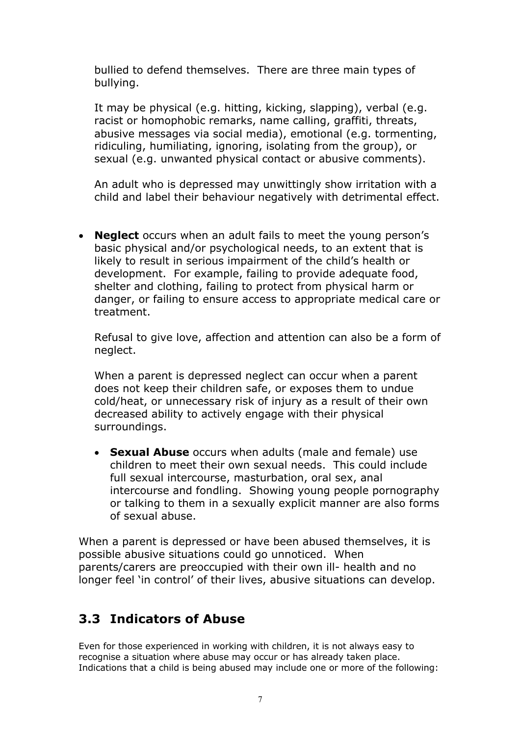bullied to defend themselves. There are three main types of bullying.

It may be physical (e.g. hitting, kicking, slapping), verbal (e.g. racist or homophobic remarks, name calling, graffiti, threats, abusive messages via social media), emotional (e.g. tormenting, ridiculing, humiliating, ignoring, isolating from the group), or sexual (e.g. unwanted physical contact or abusive comments).

An adult who is depressed may unwittingly show irritation with a child and label their behaviour negatively with detrimental effect.

- **Neglect** occurs when an adult fails to meet the young person's basic physical and/or psychological needs, to an extent that is likely to result in serious impairment of the child's health or development. For example, failing to provide adequate food, shelter and clothing, failing to protect from physical harm or danger, or failing to ensure access to appropriate medical care or treatment.

  Refusal to give love, affection and attention can also be a form of neglect.

  When a parent is depressed neglect can occur when a parent does not keep their children safe, or exposes them to undue cold/heat, or unnecessary risk of injury as a result of their own decreased ability to actively engage with their physical surroundings.

  - **Sexual Abuse** occurs when adults (male and female) use children to meet their own sexual needs. This could include full sexual intercourse, masturbation, oral sex, anal intercourse and fondling. Showing young people pornography or talking to them in a sexually explicit manner are also forms of sexual abuse.

When a parent is depressed or have been abused themselves, it is possible abusive situations could go unnoticed. When parents/carers are preoccupied with their own ill- health and no longer feel 'in control' of their lives, abusive situations can develop.

## 3.3 Indicators of Abuse

Even for those experienced in working with children, it is not always easy to recognise a situation where abuse may occur or has already taken place. Indications that a child is being abused may include one or more of the following: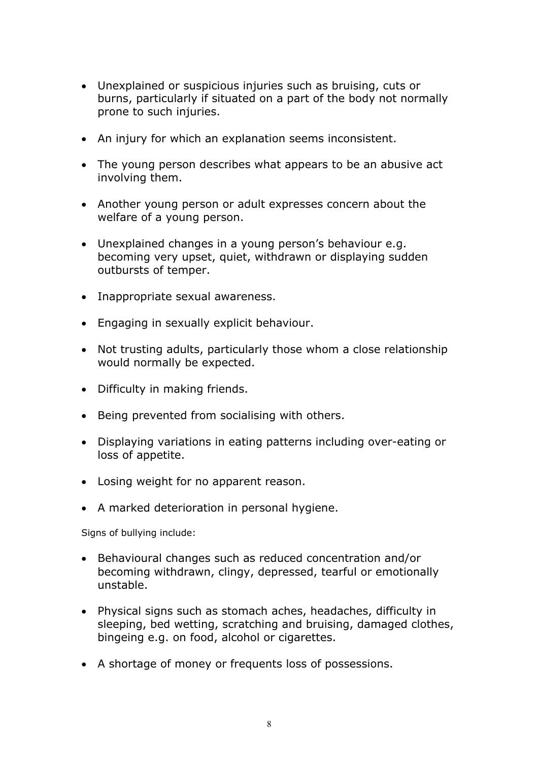- Unexplained or suspicious injuries such as bruising, cuts or burns, particularly if situated on a part of the body not normally prone to such injuries.

- An injury for which an explanation seems inconsistent.

- The young person describes what appears to be an abusive act involving them.

- Another young person or adult expresses concern about the welfare of a young person.

- Unexplained changes in a young person's behaviour e.g. becoming very upset, quiet, withdrawn or displaying sudden outbursts of temper.

- Inappropriate sexual awareness.

- Engaging in sexually explicit behaviour.

- Not trusting adults, particularly those whom a close relationship would normally be expected.

- Difficulty in making friends.

- Being prevented from socialising with others.

- Displaying variations in eating patterns including over-eating or loss of appetite.

- Losing weight for no apparent reason.

- A marked deterioration in personal hygiene.

Signs of bullying include:

- Behavioural changes such as reduced concentration and/or becoming withdrawn, clingy, depressed, tearful or emotionally unstable.

- Physical signs such as stomach aches, headaches, difficulty in sleeping, bed wetting, scratching and bruising, damaged clothes, bingeing e.g. on food, alcohol or cigarettes.

- A shortage of money or frequents loss of possessions.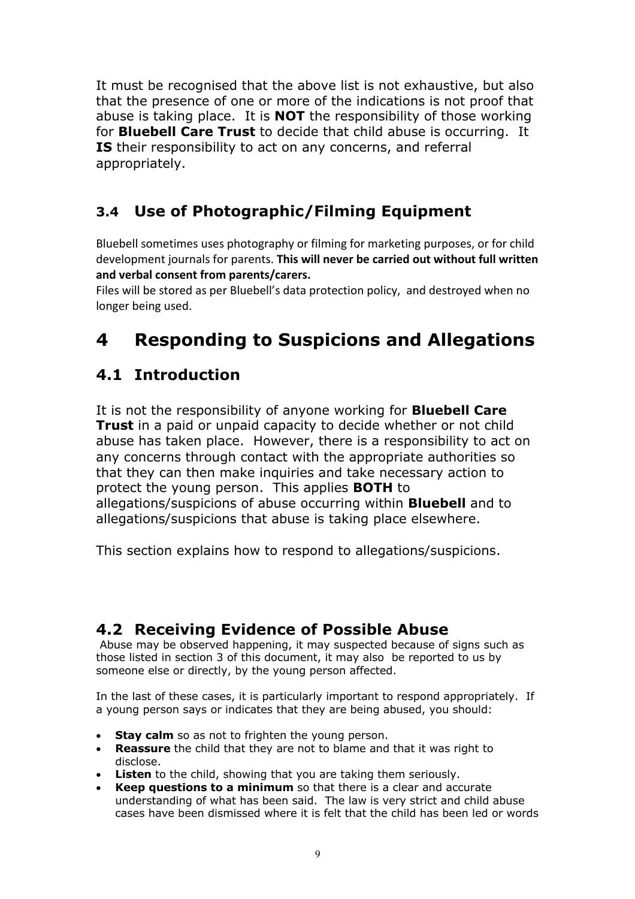It must be recognised that the above list is not exhaustive, but also that the presence of one or more of the indications is not proof that abuse is taking place. It is **NOT** the responsibility of those working for **Bluebell Care Trust** to decide that child abuse is occurring. It **IS** their responsibility to act on any concerns, and referral appropriately.

### 3.4 Use of Photographic/Filming Equipment

Bluebell sometimes uses photography or filming for marketing purposes, or for child development journals for parents. **This will never be carried out without full written and verbal consent from parents/carers.**

Files will be stored as per Bluebell's data protection policy, and destroyed when no longer being used.

# 4 Responding to Suspicions and Allegations

## 4.1 Introduction

It is not the responsibility of anyone working for **Bluebell Care Trust** in a paid or unpaid capacity to decide whether or not child abuse has taken place. However, there is a responsibility to act on any concerns through contact with the appropriate authorities so that they can then make inquiries and take necessary action to protect the young person. This applies **BOTH** to allegations/suspicions of abuse occurring within **Bluebell** and to allegations/suspicions that abuse is taking place elsewhere.

This section explains how to respond to allegations/suspicions.

## 4.2 Receiving Evidence of Possible Abuse

Abuse may be observed happening, it may suspected because of signs such as those listed in section 3 of this document, it may also be reported to us by someone else or directly, by the young person affected.

In the last of these cases, it is particularly important to respond appropriately. If a young person says or indicates that they are being abused, you should:

- **Stay calm** so as not to frighten the young person.
- **Reassure** the child that they are not to blame and that it was right to disclose.
- **Listen** to the child, showing that you are taking them seriously.
- **Keep questions to a minimum** so that there is a clear and accurate understanding of what has been said. The law is very strict and child abuse cases have been dismissed where it is felt that the child has been led or words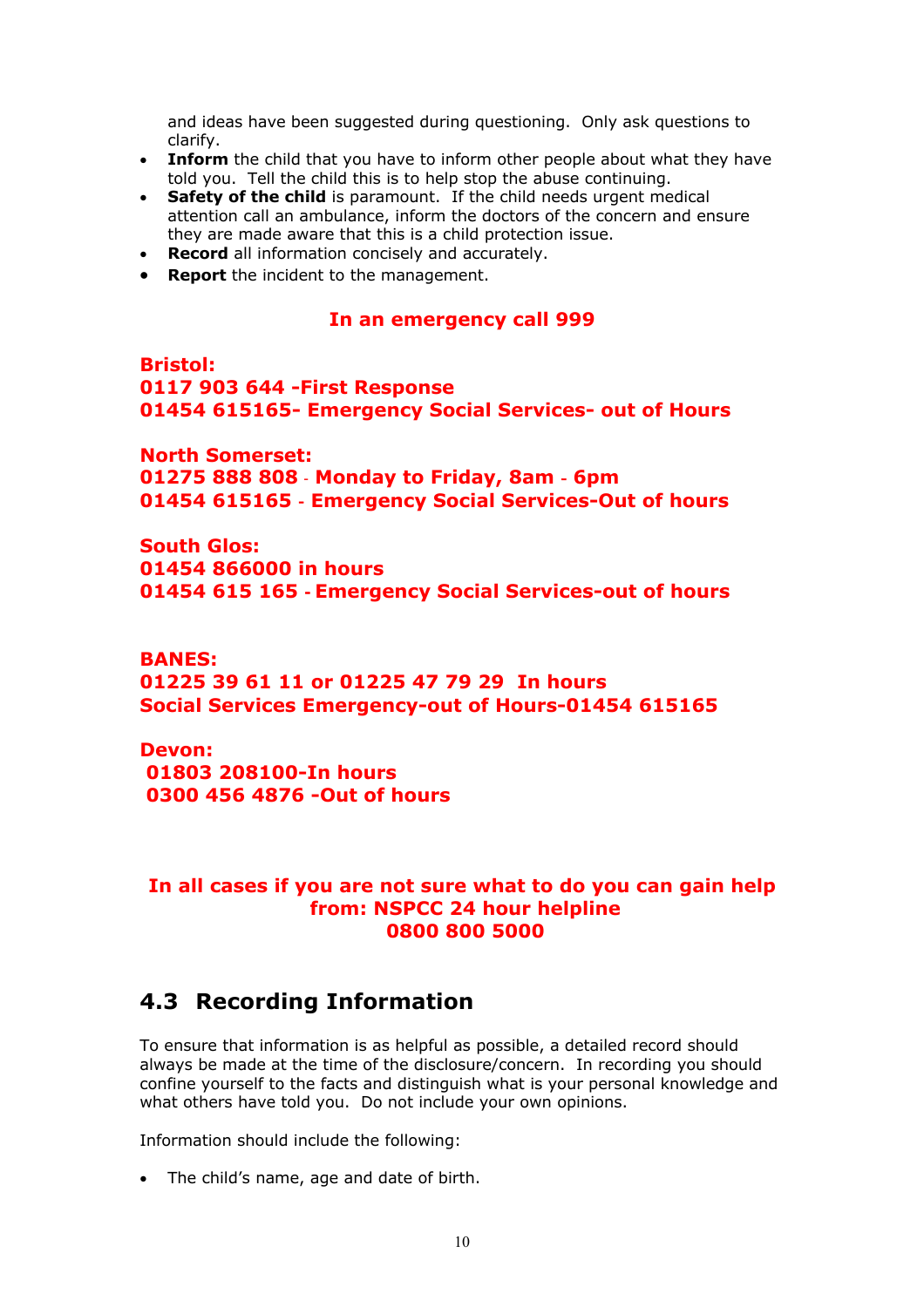and ideas have been suggested during questioning. Only ask questions to clarify.

- **Inform** the child that you have to inform other people about what they have told you. Tell the child this is to help stop the abuse continuing.
- **Safety of the child** is paramount. If the child needs urgent medical attention call an ambulance, inform the doctors of the concern and ensure they are made aware that this is a child protection issue.
- **Record** all information concisely and accurately.
- **Report** the incident to the management.

**In an emergency call 999**

**Bristol:**
**0117 903 644 -First Response**
**01454 615165- Emergency Social Services- out of Hours**

**North Somerset:**
**01275 888 808 - Monday to Friday, 8am - 6pm**
**01454 615165 - Emergency Social Services-Out of hours**

**South Glos:**
**01454 866000 in hours**
**01454 615 165 - Emergency Social Services-out of hours**

**BANES:**
**01225 39 61 11 or 01225 47 79 29 In hours**
**Social Services Emergency-out of Hours-01454 615165**

**Devon:**
**01803 208100-In hours**
**0300 456 4876 -Out of hours**

**In all cases if you are not sure what to do you can gain help from: NSPCC 24 hour helpline 0800 800 5000**

## 4.3 Recording Information

To ensure that information is as helpful as possible, a detailed record should always be made at the time of the disclosure/concern. In recording you should confine yourself to the facts and distinguish what is your personal knowledge and what others have told you. Do not include your own opinions.

Information should include the following:

- The child's name, age and date of birth.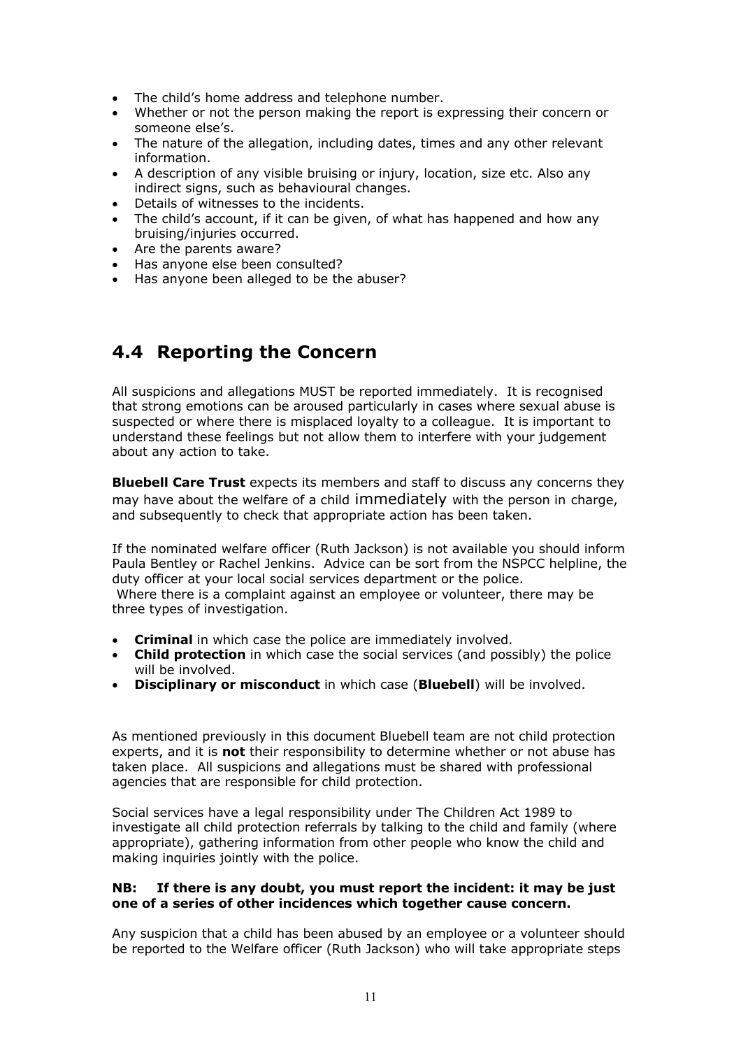- The child's home address and telephone number.
- Whether or not the person making the report is expressing their concern or someone else's.
- The nature of the allegation, including dates, times and any other relevant information.
- A description of any visible bruising or injury, location, size etc. Also any indirect signs, such as behavioural changes.
- Details of witnesses to the incidents.
- The child's account, if it can be given, of what has happened and how any bruising/injuries occurred.
- Are the parents aware?
- Has anyone else been consulted?
- Has anyone been alleged to be the abuser?

## 4.4 Reporting the Concern

All suspicions and allegations MUST be reported immediately. It is recognised that strong emotions can be aroused particularly in cases where sexual abuse is suspected or where there is misplaced loyalty to a colleague. It is important to understand these feelings but not allow them to interfere with your judgement about any action to take.

**Bluebell Care Trust** expects its members and staff to discuss any concerns they may have about the welfare of a child immediately with the person in charge, and subsequently to check that appropriate action has been taken.

If the nominated welfare officer (Ruth Jackson) is not available you should inform Paula Bentley or Rachel Jenkins. Advice can be sort from the NSPCC helpline, the duty officer at your local social services department or the police.
Where there is a complaint against an employee or volunteer, there may be three types of investigation.

- **Criminal** in which case the police are immediately involved.
- **Child protection** in which case the social services (and possibly) the police will be involved.
- **Disciplinary or misconduct** in which case (**Bluebell**) will be involved.

As mentioned previously in this document Bluebell team are not child protection experts, and it is **not** their responsibility to determine whether or not abuse has taken place. All suspicions and allegations must be shared with professional agencies that are responsible for child protection.

Social services have a legal responsibility under The Children Act 1989 to investigate all child protection referrals by talking to the child and family (where appropriate), gathering information from other people who know the child and making inquiries jointly with the police.

**NB: If there is any doubt, you must report the incident: it may be just one of a series of other incidences which together cause concern.**

Any suspicion that a child has been abused by an employee or a volunteer should be reported to the Welfare officer (Ruth Jackson) who will take appropriate steps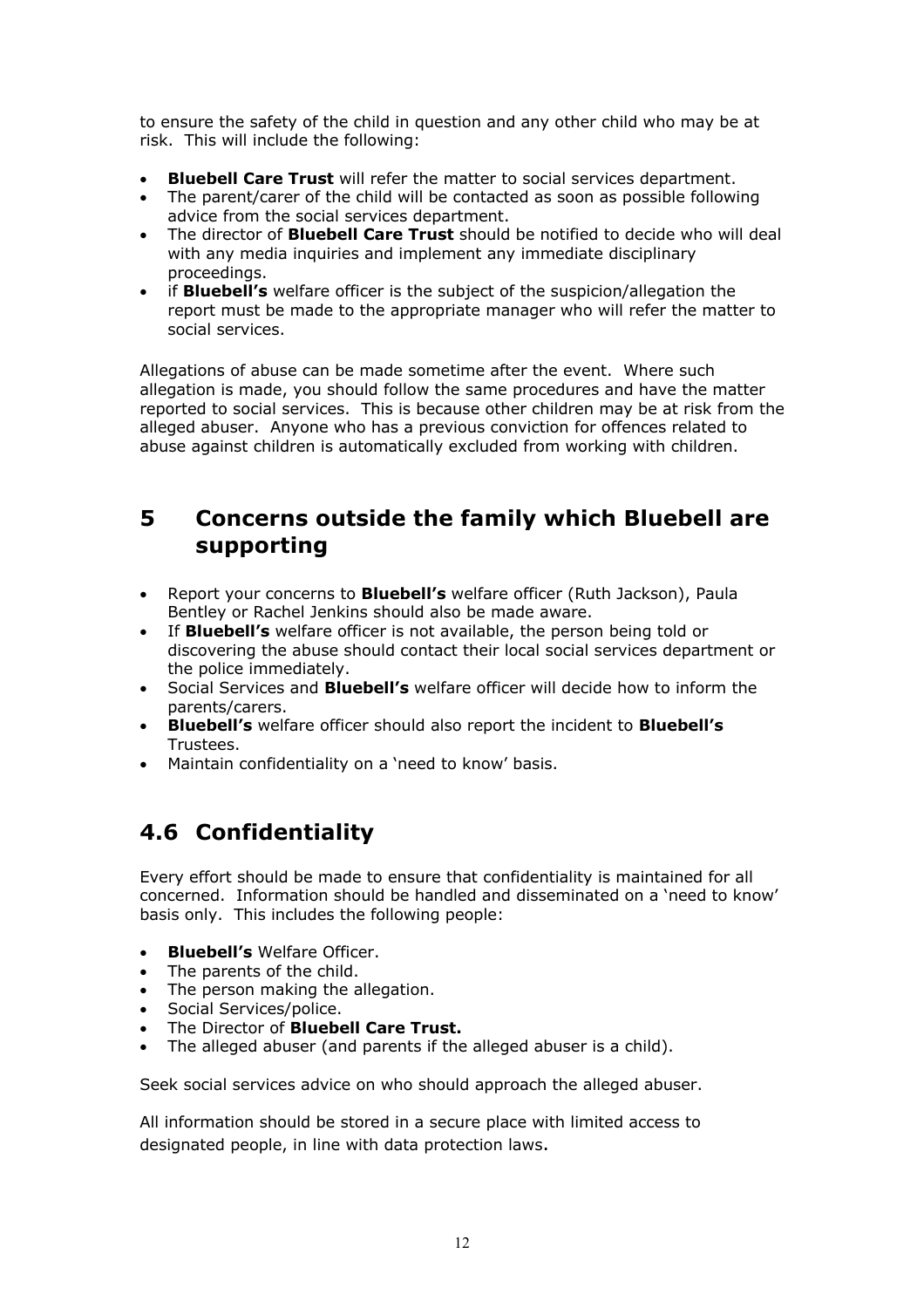to ensure the safety of the child in question and any other child who may be at risk. This will include the following:

- **Bluebell Care Trust** will refer the matter to social services department.
- The parent/carer of the child will be contacted as soon as possible following advice from the social services department.
- The director of **Bluebell Care Trust** should be notified to decide who will deal with any media inquiries and implement any immediate disciplinary proceedings.
- if **Bluebell's** welfare officer is the subject of the suspicion/allegation the report must be made to the appropriate manager who will refer the matter to social services.

Allegations of abuse can be made sometime after the event. Where such allegation is made, you should follow the same procedures and have the matter reported to social services. This is because other children may be at risk from the alleged abuser. Anyone who has a previous conviction for offences related to abuse against children is automatically excluded from working with children.

# 5 Concerns outside the family which Bluebell are supporting

- Report your concerns to **Bluebell's** welfare officer (Ruth Jackson), Paula Bentley or Rachel Jenkins should also be made aware.
- If **Bluebell's** welfare officer is not available, the person being told or discovering the abuse should contact their local social services department or the police immediately.
- Social Services and **Bluebell's** welfare officer will decide how to inform the parents/carers.
- **Bluebell's** welfare officer should also report the incident to **Bluebell's** Trustees.
- Maintain confidentiality on a 'need to know' basis.

## 4.6 Confidentiality

Every effort should be made to ensure that confidentiality is maintained for all concerned. Information should be handled and disseminated on a 'need to know' basis only. This includes the following people:

- **Bluebell's** Welfare Officer.
- The parents of the child.
- The person making the allegation.
- Social Services/police.
- The Director of **Bluebell Care Trust.**
- The alleged abuser (and parents if the alleged abuser is a child).

Seek social services advice on who should approach the alleged abuser.

All information should be stored in a secure place with limited access to designated people, in line with data protection laws.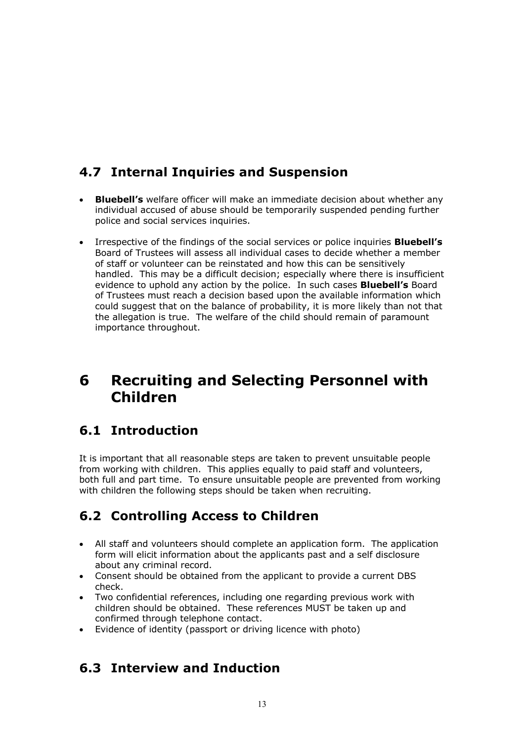## 4.7 Internal Inquiries and Suspension

- **Bluebell's** welfare officer will make an immediate decision about whether any individual accused of abuse should be temporarily suspended pending further police and social services inquiries.
- Irrespective of the findings of the social services or police inquiries **Bluebell's** Board of Trustees will assess all individual cases to decide whether a member of staff or volunteer can be reinstated and how this can be sensitively handled. This may be a difficult decision; especially where there is insufficient evidence to uphold any action by the police. In such cases **Bluebell's** Board of Trustees must reach a decision based upon the available information which could suggest that on the balance of probability, it is more likely than not that the allegation is true. The welfare of the child should remain of paramount importance throughout.

# 6 Recruiting and Selecting Personnel with Children

## 6.1 Introduction

It is important that all reasonable steps are taken to prevent unsuitable people from working with children. This applies equally to paid staff and volunteers, both full and part time. To ensure unsuitable people are prevented from working with children the following steps should be taken when recruiting.

## 6.2 Controlling Access to Children

- All staff and volunteers should complete an application form. The application form will elicit information about the applicants past and a self disclosure about any criminal record.
- Consent should be obtained from the applicant to provide a current DBS check.
- Two confidential references, including one regarding previous work with children should be obtained. These references MUST be taken up and confirmed through telephone contact.
- Evidence of identity (passport or driving licence with photo)

## 6.3 Interview and Induction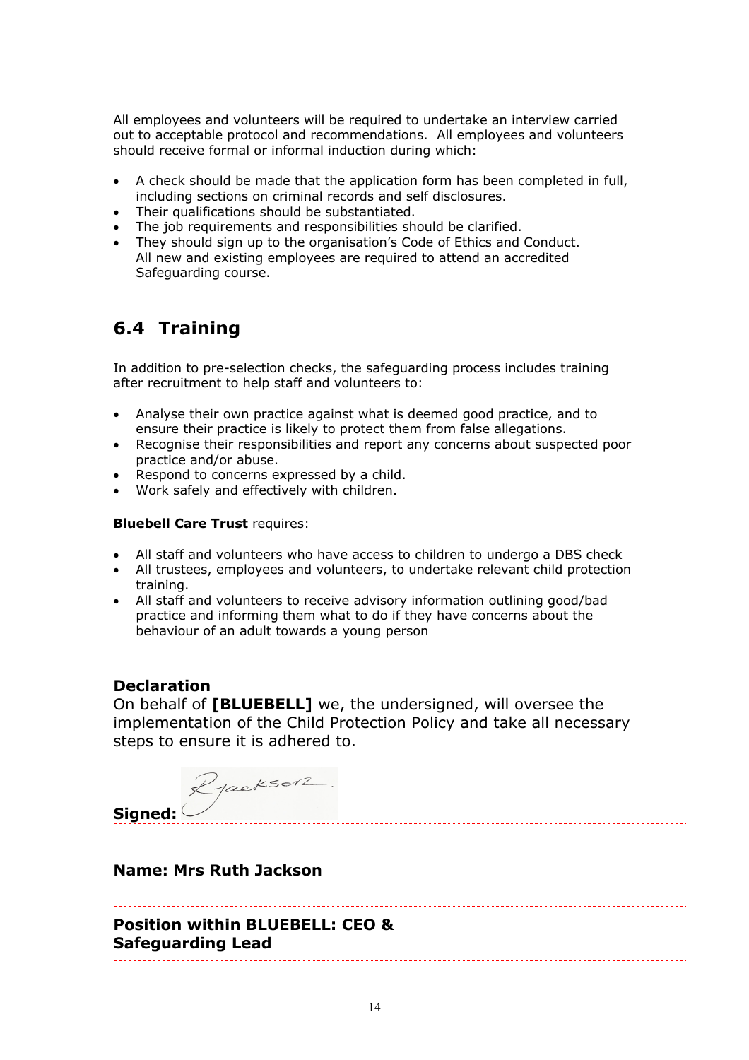All employees and volunteers will be required to undertake an interview carried out to acceptable protocol and recommendations. All employees and volunteers should receive formal or informal induction during which:

- A check should be made that the application form has been completed in full, including sections on criminal records and self disclosures.
- Their qualifications should be substantiated.
- The job requirements and responsibilities should be clarified.
- They should sign up to the organisation's Code of Ethics and Conduct. All new and existing employees are required to attend an accredited Safeguarding course.

## 6.4 Training

In addition to pre-selection checks, the safeguarding process includes training after recruitment to help staff and volunteers to:

- Analyse their own practice against what is deemed good practice, and to ensure their practice is likely to protect them from false allegations.
- Recognise their responsibilities and report any concerns about suspected poor practice and/or abuse.
- Respond to concerns expressed by a child.
- Work safely and effectively with children.

**Bluebell Care Trust** requires:

- All staff and volunteers who have access to children to undergo a DBS check
- All trustees, employees and volunteers, to undertake relevant child protection training.
- All staff and volunteers to receive advisory information outlining good/bad practice and informing them what to do if they have concerns about the behaviour of an adult towards a young person

### Declaration

On behalf of **[BLUEBELL]** we, the undersigned, will oversee the implementation of the Child Protection Policy and take all necessary steps to ensure it is adhered to.

**Signed:** R Jackson

**Name: Mrs Ruth Jackson**

**Position within BLUEBELL: CEO & Safeguarding Lead**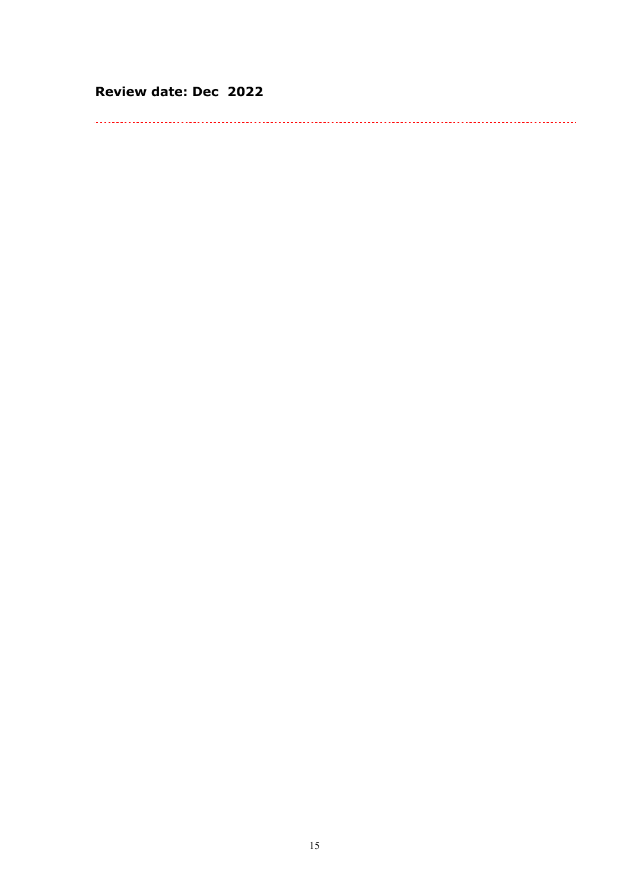**Review date: Dec 2022**

---